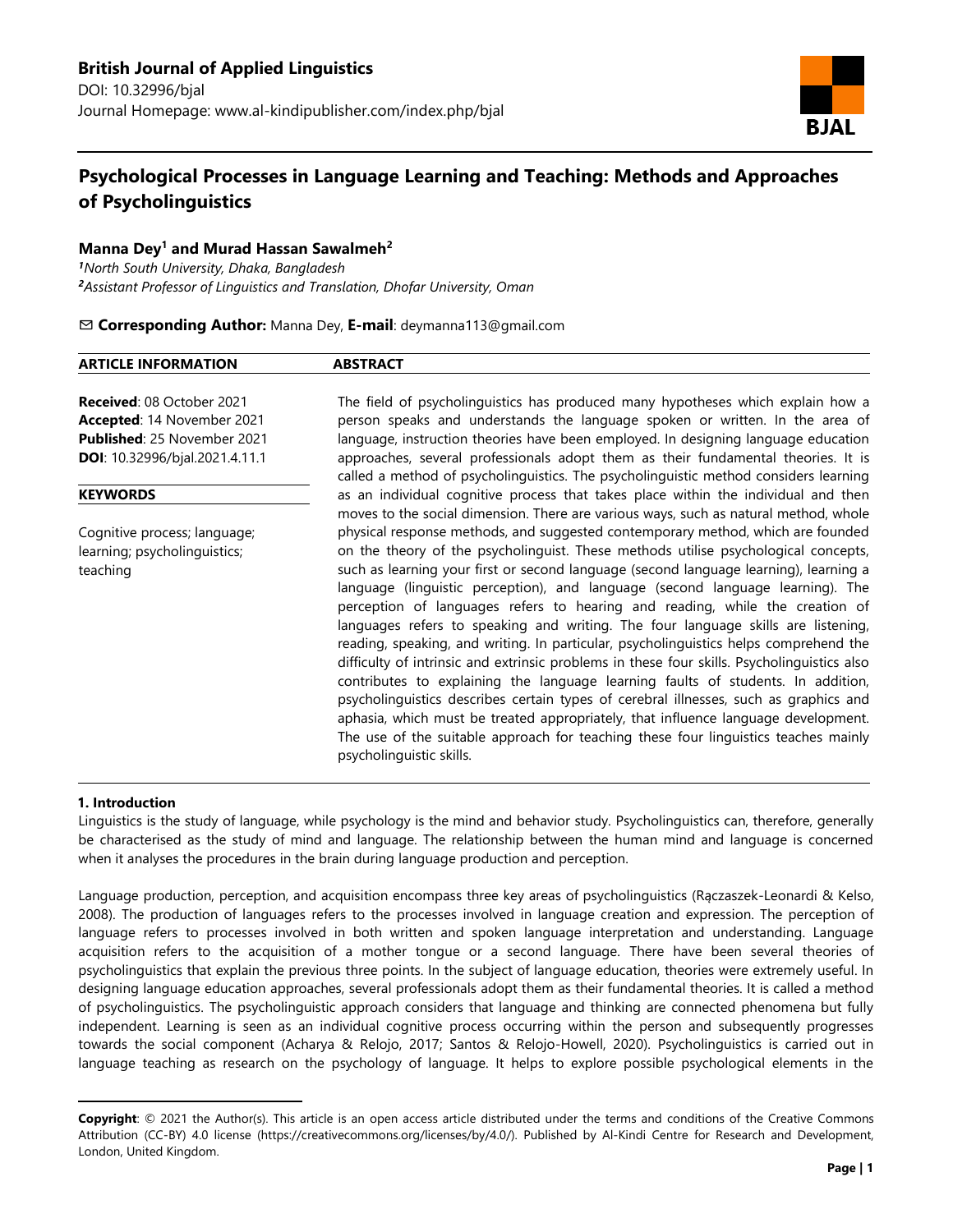**British Journal of Applied Linguistics**
DOI: 10.32996/bjal
Journal Homepage: www.al-kindipublisher.com/index.php/bjal

# Psychological Processes in Language Learning and Teaching: Methods and Approaches of Psycholinguistics

**Manna Dey[1] and Murad Hassan Sawalmeh[2]**

*[1]North South University, Dhaka, Bangladesh*
*[2]Assistant Professor of Linguistics and Translation, Dhofar University, Oman*

✉ **Corresponding Author:** Manna Dey, **E-mail**: deymanna113@gmail.com

**ARTICLE INFORMATION**

**Received**: 08 October 2021
**Accepted**: 14 November 2021
**Published**: 25 November 2021
**DOI**: 10.32996/bjal.2021.4.11.1

**KEYWORDS**

Cognitive process; language; learning; psycholinguistics; teaching

**ABSTRACT**

The field of psycholinguistics has produced many hypotheses which explain how a person speaks and understands the language spoken or written. In the area of language, instruction theories have been employed. In designing language education approaches, several professionals adopt them as their fundamental theories. It is called a method of psycholinguistics. The psycholinguistic method considers learning as an individual cognitive process that takes place within the individual and then moves to the social dimension. There are various ways, such as natural method, whole physical response methods, and suggested contemporary method, which are founded on the theory of the psycholinguist. These methods utilise psychological concepts, such as learning your first or second language (second language learning), learning a language (linguistic perception), and language (second language learning). The perception of languages refers to hearing and reading, while the creation of languages refers to speaking and writing. The four language skills are listening, reading, speaking, and writing. In particular, psycholinguistics helps comprehend the difficulty of intrinsic and extrinsic problems in these four skills. Psycholinguistics also contributes to explaining the language learning faults of students. In addition, psycholinguistics describes certain types of cerebral illnesses, such as graphics and aphasia, which must be treated appropriately, that influence language development. The use of the suitable approach for teaching these four linguistics teaches mainly psycholinguistic skills.

## 1. Introduction

Linguistics is the study of language, while psychology is the mind and behavior study. Psycholinguistics can, therefore, generally be characterised as the study of mind and language. The relationship between the human mind and language is concerned when it analyses the procedures in the brain during language production and perception.

Language production, perception, and acquisition encompass three key areas of psycholinguistics (Rączaszek-Leonardi & Kelso, 2008). The production of languages refers to the processes involved in language creation and expression. The perception of language refers to processes involved in both written and spoken language interpretation and understanding. Language acquisition refers to the acquisition of a mother tongue or a second language. There have been several theories of psycholinguistics that explain the previous three points. In the subject of language education, theories were extremely useful. In designing language education approaches, several professionals adopt them as their fundamental theories. It is called a method of psycholinguistics. The psycholinguistic approach considers that language and thinking are connected phenomena but fully independent. Learning is seen as an individual cognitive process occurring within the person and subsequently progresses towards the social component (Acharya & Relojo, 2017; Santos & Relojo-Howell, 2020). Psycholinguistics is carried out in language teaching as research on the psychology of language. It helps to explore possible psychological elements in the

---

**Copyright**: © 2021 the Author(s). This article is an open access article distributed under the terms and conditions of the Creative Commons Attribution (CC-BY) 4.0 license (https://creativecommons.org/licenses/by/4.0/). Published by Al-Kindi Centre for Research and Development, London, United Kingdom.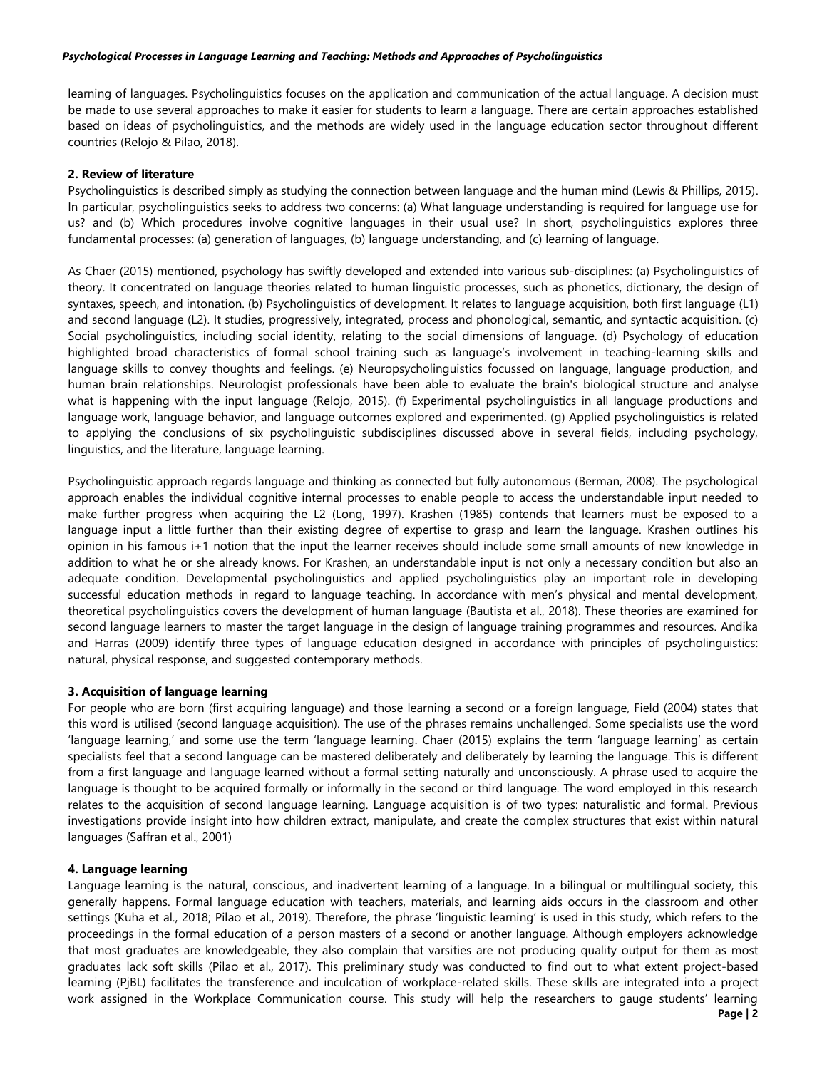learning of languages. Psycholinguistics focuses on the application and communication of the actual language. A decision must be made to use several approaches to make it easier for students to learn a language. There are certain approaches established based on ideas of psycholinguistics, and the methods are widely used in the language education sector throughout different countries (Relojo & Pilao, 2018).

## 2. Review of literature

Psycholinguistics is described simply as studying the connection between language and the human mind (Lewis & Phillips, 2015). In particular, psycholinguistics seeks to address two concerns: (a) What language understanding is required for language use for us? and (b) Which procedures involve cognitive languages in their usual use? In short, psycholinguistics explores three fundamental processes: (a) generation of languages, (b) language understanding, and (c) learning of language.

As Chaer (2015) mentioned, psychology has swiftly developed and extended into various sub-disciplines: (a) Psycholinguistics of theory. It concentrated on language theories related to human linguistic processes, such as phonetics, dictionary, the design of syntaxes, speech, and intonation. (b) Psycholinguistics of development. It relates to language acquisition, both first language (L1) and second language (L2). It studies, progressively, integrated, process and phonological, semantic, and syntactic acquisition. (c) Social psycholinguistics, including social identity, relating to the social dimensions of language. (d) Psychology of education highlighted broad characteristics of formal school training such as language's involvement in teaching-learning skills and language skills to convey thoughts and feelings. (e) Neuropsycholinguistics focussed on language, language production, and human brain relationships. Neurologist professionals have been able to evaluate the brain's biological structure and analyse what is happening with the input language (Relojo, 2015). (f) Experimental psycholinguistics in all language productions and language work, language behavior, and language outcomes explored and experimented. (g) Applied psycholinguistics is related to applying the conclusions of six psycholinguistic subdisciplines discussed above in several fields, including psychology, linguistics, and the literature, language learning.

Psycholinguistic approach regards language and thinking as connected but fully autonomous (Berman, 2008). The psychological approach enables the individual cognitive internal processes to enable people to access the understandable input needed to make further progress when acquiring the L2 (Long, 1997). Krashen (1985) contends that learners must be exposed to a language input a little further than their existing degree of expertise to grasp and learn the language. Krashen outlines his opinion in his famous i+1 notion that the input the learner receives should include some small amounts of new knowledge in addition to what he or she already knows. For Krashen, an understandable input is not only a necessary condition but also an adequate condition. Developmental psycholinguistics and applied psycholinguistics play an important role in developing successful education methods in regard to language teaching. In accordance with men's physical and mental development, theoretical psycholinguistics covers the development of human language (Bautista et al., 2018). These theories are examined for second language learners to master the target language in the design of language training programmes and resources. Andika and Harras (2009) identify three types of language education designed in accordance with principles of psycholinguistics: natural, physical response, and suggested contemporary methods.

## 3. Acquisition of language learning

For people who are born (first acquiring language) and those learning a second or a foreign language, Field (2004) states that this word is utilised (second language acquisition). The use of the phrases remains unchallenged. Some specialists use the word 'language learning,' and some use the term 'language learning. Chaer (2015) explains the term 'language learning' as certain specialists feel that a second language can be mastered deliberately and deliberately by learning the language. This is different from a first language and language learned without a formal setting naturally and unconsciously. A phrase used to acquire the language is thought to be acquired formally or informally in the second or third language. The word employed in this research relates to the acquisition of second language learning. Language acquisition is of two types: naturalistic and formal. Previous investigations provide insight into how children extract, manipulate, and create the complex structures that exist within natural languages (Saffran et al., 2001)

## 4. Language learning

Language learning is the natural, conscious, and inadvertent learning of a language. In a bilingual or multilingual society, this generally happens. Formal language education with teachers, materials, and learning aids occurs in the classroom and other settings (Kuha et al., 2018; Pilao et al., 2019). Therefore, the phrase 'linguistic learning' is used in this study, which refers to the proceedings in the formal education of a person masters of a second or another language. Although employers acknowledge that most graduates are knowledgeable, they also complain that varsities are not producing quality output for them as most graduates lack soft skills (Pilao et al., 2017). This preliminary study was conducted to find out to what extent project-based learning (PjBL) facilitates the transference and inculcation of workplace-related skills. These skills are integrated into a project work assigned in the Workplace Communication course. This study will help the researchers to gauge students' learning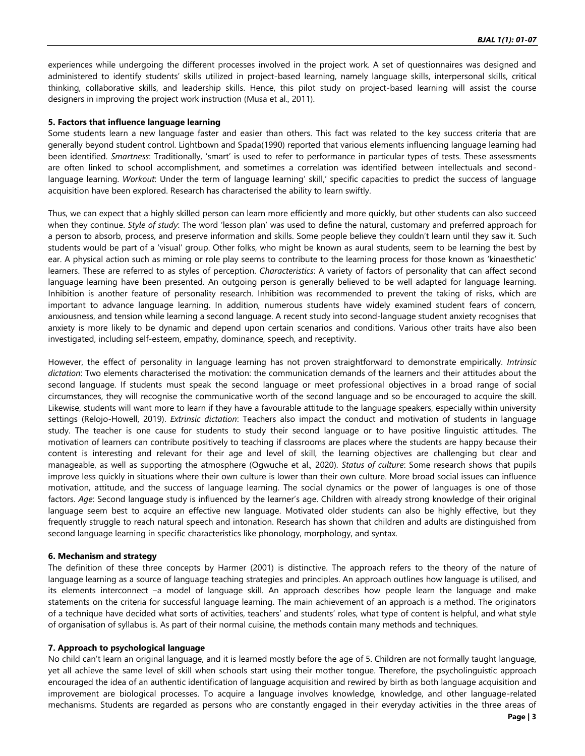experiences while undergoing the different processes involved in the project work. A set of questionnaires was designed and administered to identify students' skills utilized in project-based learning, namely language skills, interpersonal skills, critical thinking, collaborative skills, and leadership skills. Hence, this pilot study on project-based learning will assist the course designers in improving the project work instruction (Musa et al., 2011).

### 5. Factors that influence language learning

Some students learn a new language faster and easier than others. This fact was related to the key success criteria that are generally beyond student control. Lightbown and Spada(1990) reported that various elements influencing language learning had been identified. *Smartness*: Traditionally, 'smart' is used to refer to performance in particular types of tests. These assessments are often linked to school accomplishment, and sometimes a correlation was identified between intellectuals and second-language learning. *Workout*: Under the term of language learning' skill,' specific capacities to predict the success of language acquisition have been explored. Research has characterised the ability to learn swiftly.

Thus, we can expect that a highly skilled person can learn more efficiently and more quickly, but other students can also succeed when they continue. *Style of study*: The word 'lesson plan' was used to define the natural, customary and preferred approach for a person to absorb, process, and preserve information and skills. Some people believe they couldn't learn until they saw it. Such students would be part of a 'visual' group. Other folks, who might be known as aural students, seem to be learning the best by ear. A physical action such as miming or role play seems to contribute to the learning process for those known as 'kinaesthetic' learners. These are referred to as styles of perception. *Characteristics*: A variety of factors of personality that can affect second language learning have been presented. An outgoing person is generally believed to be well adapted for language learning. Inhibition is another feature of personality research. Inhibition was recommended to prevent the taking of risks, which are important to advance language learning. In addition, numerous students have widely examined student fears of concern, anxiousness, and tension while learning a second language. A recent study into second-language student anxiety recognises that anxiety is more likely to be dynamic and depend upon certain scenarios and conditions. Various other traits have also been investigated, including self-esteem, empathy, dominance, speech, and receptivity.

However, the effect of personality in language learning has not proven straightforward to demonstrate empirically. *Intrinsic dictation*: Two elements characterised the motivation: the communication demands of the learners and their attitudes about the second language. If students must speak the second language or meet professional objectives in a broad range of social circumstances, they will recognise the communicative worth of the second language and so be encouraged to acquire the skill. Likewise, students will want more to learn if they have a favourable attitude to the language speakers, especially within university settings (Relojo-Howell, 2019). *Extrinsic dictation*: Teachers also impact the conduct and motivation of students in language study. The teacher is one cause for students to study their second language or to have positive linguistic attitudes. The motivation of learners can contribute positively to teaching if classrooms are places where the students are happy because their content is interesting and relevant for their age and level of skill, the learning objectives are challenging but clear and manageable, as well as supporting the atmosphere (Ogwuche et al., 2020). *Status of culture*: Some research shows that pupils improve less quickly in situations where their own culture is lower than their own culture. More broad social issues can influence motivation, attitude, and the success of language learning. The social dynamics or the power of languages is one of those factors. *Age*: Second language study is influenced by the learner's age. Children with already strong knowledge of their original language seem best to acquire an effective new language. Motivated older students can also be highly effective, but they frequently struggle to reach natural speech and intonation. Research has shown that children and adults are distinguished from second language learning in specific characteristics like phonology, morphology, and syntax.

### 6. Mechanism and strategy

The definition of these three concepts by Harmer (2001) is distinctive. The approach refers to the theory of the nature of language learning as a source of language teaching strategies and principles. An approach outlines how language is utilised, and its elements interconnect –a model of language skill. An approach describes how people learn the language and make statements on the criteria for successful language learning. The main achievement of an approach is a method. The originators of a technique have decided what sorts of activities, teachers' and students' roles, what type of content is helpful, and what style of organisation of syllabus is. As part of their normal cuisine, the methods contain many methods and techniques.

### 7. Approach to psychological language

No child can't learn an original language, and it is learned mostly before the age of 5. Children are not formally taught language, yet all achieve the same level of skill when schools start using their mother tongue. Therefore, the psycholinguistic approach encouraged the idea of an authentic identification of language acquisition and rewired by birth as both language acquisition and improvement are biological processes. To acquire a language involves knowledge, knowledge, and other language-related mechanisms. Students are regarded as persons who are constantly engaged in their everyday activities in the three areas of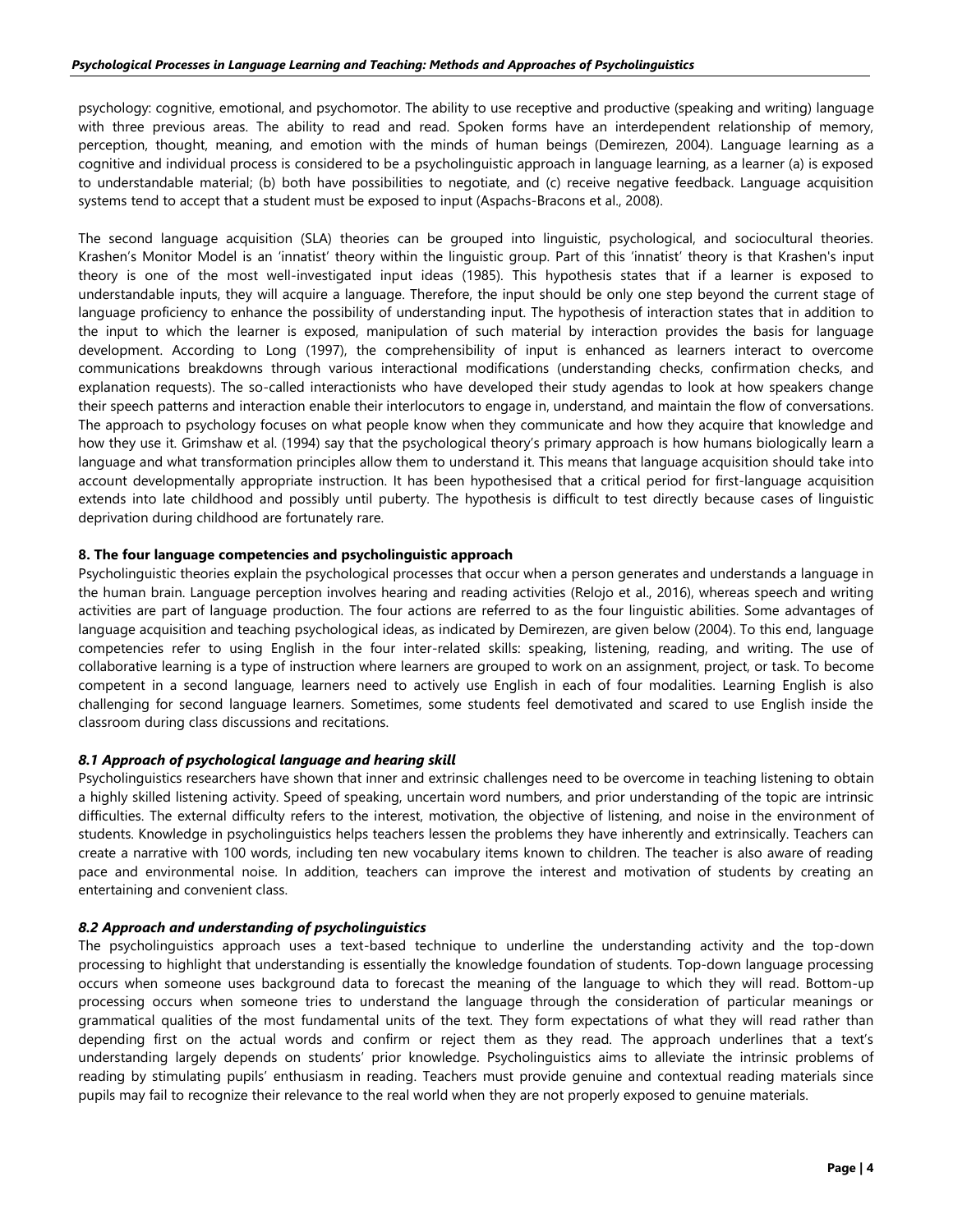psychology: cognitive, emotional, and psychomotor. The ability to use receptive and productive (speaking and writing) language with three previous areas. The ability to read and read. Spoken forms have an interdependent relationship of memory, perception, thought, meaning, and emotion with the minds of human beings (Demirezen, 2004). Language learning as a cognitive and individual process is considered to be a psycholinguistic approach in language learning, as a learner (a) is exposed to understandable material; (b) both have possibilities to negotiate, and (c) receive negative feedback. Language acquisition systems tend to accept that a student must be exposed to input (Aspachs-Bracons et al., 2008).

The second language acquisition (SLA) theories can be grouped into linguistic, psychological, and sociocultural theories. Krashen's Monitor Model is an 'innatist' theory within the linguistic group. Part of this 'innatist' theory is that Krashen's input theory is one of the most well-investigated input ideas (1985). This hypothesis states that if a learner is exposed to understandable inputs, they will acquire a language. Therefore, the input should be only one step beyond the current stage of language proficiency to enhance the possibility of understanding input. The hypothesis of interaction states that in addition to the input to which the learner is exposed, manipulation of such material by interaction provides the basis for language development. According to Long (1997), the comprehensibility of input is enhanced as learners interact to overcome communications breakdowns through various interactional modifications (understanding checks, confirmation checks, and explanation requests). The so-called interactionists who have developed their study agendas to look at how speakers change their speech patterns and interaction enable their interlocutors to engage in, understand, and maintain the flow of conversations. The approach to psychology focuses on what people know when they communicate and how they acquire that knowledge and how they use it. Grimshaw et al. (1994) say that the psychological theory's primary approach is how humans biologically learn a language and what transformation principles allow them to understand it. This means that language acquisition should take into account developmentally appropriate instruction. It has been hypothesised that a critical period for first-language acquisition extends into late childhood and possibly until puberty. The hypothesis is difficult to test directly because cases of linguistic deprivation during childhood are fortunately rare.

## 8. The four language competencies and psycholinguistic approach

Psycholinguistic theories explain the psychological processes that occur when a person generates and understands a language in the human brain. Language perception involves hearing and reading activities (Relojo et al., 2016), whereas speech and writing activities are part of language production. The four actions are referred to as the four linguistic abilities. Some advantages of language acquisition and teaching psychological ideas, as indicated by Demirezen, are given below (2004). To this end, language competencies refer to using English in the four inter-related skills: speaking, listening, reading, and writing. The use of collaborative learning is a type of instruction where learners are grouped to work on an assignment, project, or task. To become competent in a second language, learners need to actively use English in each of four modalities. Learning English is also challenging for second language learners. Sometimes, some students feel demotivated and scared to use English inside the classroom during class discussions and recitations.

### *8.1 Approach of psychological language and hearing skill*

Psycholinguistics researchers have shown that inner and extrinsic challenges need to be overcome in teaching listening to obtain a highly skilled listening activity. Speed of speaking, uncertain word numbers, and prior understanding of the topic are intrinsic difficulties. The external difficulty refers to the interest, motivation, the objective of listening, and noise in the environment of students. Knowledge in psycholinguistics helps teachers lessen the problems they have inherently and extrinsically. Teachers can create a narrative with 100 words, including ten new vocabulary items known to children. The teacher is also aware of reading pace and environmental noise. In addition, teachers can improve the interest and motivation of students by creating an entertaining and convenient class.

### *8.2 Approach and understanding of psycholinguistics*

The psycholinguistics approach uses a text-based technique to underline the understanding activity and the top-down processing to highlight that understanding is essentially the knowledge foundation of students. Top-down language processing occurs when someone uses background data to forecast the meaning of the language to which they will read. Bottom-up processing occurs when someone tries to understand the language through the consideration of particular meanings or grammatical qualities of the most fundamental units of the text. They form expectations of what they will read rather than depending first on the actual words and confirm or reject them as they read. The approach underlines that a text's understanding largely depends on students' prior knowledge. Psycholinguistics aims to alleviate the intrinsic problems of reading by stimulating pupils' enthusiasm in reading. Teachers must provide genuine and contextual reading materials since pupils may fail to recognize their relevance to the real world when they are not properly exposed to genuine materials.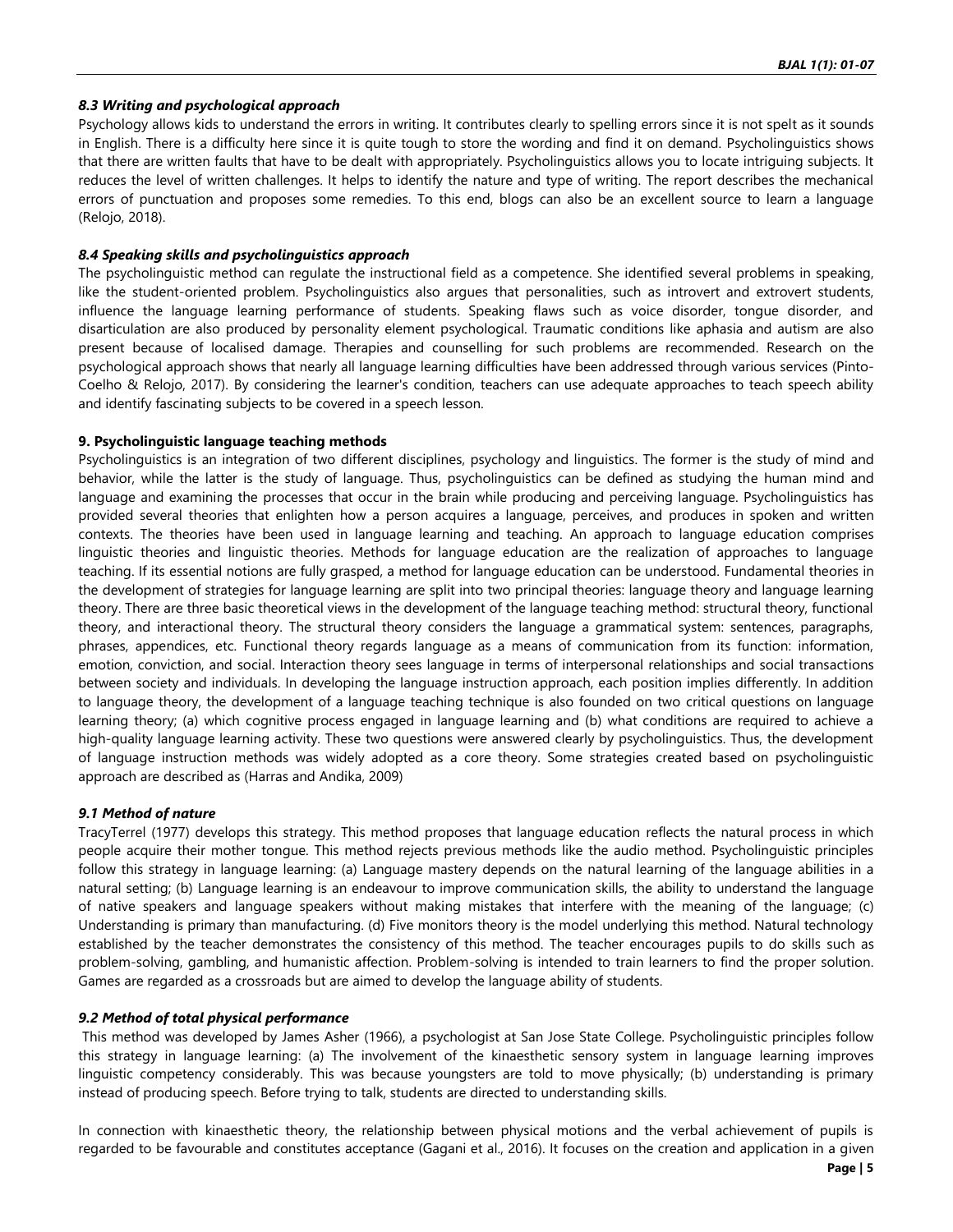### 8.3 Writing and psychological approach

Psychology allows kids to understand the errors in writing. It contributes clearly to spelling errors since it is not spelt as it sounds in English. There is a difficulty here since it is quite tough to store the wording and find it on demand. Psycholinguistics shows that there are written faults that have to be dealt with appropriately. Psycholinguistics allows you to locate intriguing subjects. It reduces the level of written challenges. It helps to identify the nature and type of writing. The report describes the mechanical errors of punctuation and proposes some remedies. To this end, blogs can also be an excellent source to learn a language (Relojo, 2018).

### 8.4 Speaking skills and psycholinguistics approach

The psycholinguistic method can regulate the instructional field as a competence. She identified several problems in speaking, like the student-oriented problem. Psycholinguistics also argues that personalities, such as introvert and extrovert students, influence the language learning performance of students. Speaking flaws such as voice disorder, tongue disorder, and disarticulation are also produced by personality element psychological. Traumatic conditions like aphasia and autism are also present because of localised damage. Therapies and counselling for such problems are recommended. Research on the psychological approach shows that nearly all language learning difficulties have been addressed through various services (Pinto-Coelho & Relojo, 2017). By considering the learner's condition, teachers can use adequate approaches to teach speech ability and identify fascinating subjects to be covered in a speech lesson.

## 9. Psycholinguistic language teaching methods

Psycholinguistics is an integration of two different disciplines, psychology and linguistics. The former is the study of mind and behavior, while the latter is the study of language. Thus, psycholinguistics can be defined as studying the human mind and language and examining the processes that occur in the brain while producing and perceiving language. Psycholinguistics has provided several theories that enlighten how a person acquires a language, perceives, and produces in spoken and written contexts. The theories have been used in language learning and teaching. An approach to language education comprises linguistic theories and linguistic theories. Methods for language education are the realization of approaches to language teaching. If its essential notions are fully grasped, a method for language education can be understood. Fundamental theories in the development of strategies for language learning are split into two principal theories: language theory and language learning theory. There are three basic theoretical views in the development of the language teaching method: structural theory, functional theory, and interactional theory. The structural theory considers the language a grammatical system: sentences, paragraphs, phrases, appendices, etc. Functional theory regards language as a means of communication from its function: information, emotion, conviction, and social. Interaction theory sees language in terms of interpersonal relationships and social transactions between society and individuals. In developing the language instruction approach, each position implies differently. In addition to language theory, the development of a language teaching technique is also founded on two critical questions on language learning theory; (a) which cognitive process engaged in language learning and (b) what conditions are required to achieve a high-quality language learning activity. These two questions were answered clearly by psycholinguistics. Thus, the development of language instruction methods was widely adopted as a core theory. Some strategies created based on psycholinguistic approach are described as (Harras and Andika, 2009)

### 9.1 Method of nature

TracyTerrel (1977) develops this strategy. This method proposes that language education reflects the natural process in which people acquire their mother tongue. This method rejects previous methods like the audio method. Psycholinguistic principles follow this strategy in language learning: (a) Language mastery depends on the natural learning of the language abilities in a natural setting; (b) Language learning is an endeavour to improve communication skills, the ability to understand the language of native speakers and language speakers without making mistakes that interfere with the meaning of the language; (c) Understanding is primary than manufacturing. (d) Five monitors theory is the model underlying this method. Natural technology established by the teacher demonstrates the consistency of this method. The teacher encourages pupils to do skills such as problem-solving, gambling, and humanistic affection. Problem-solving is intended to train learners to find the proper solution. Games are regarded as a crossroads but are aimed to develop the language ability of students.

### 9.2 Method of total physical performance

This method was developed by James Asher (1966), a psychologist at San Jose State College. Psycholinguistic principles follow this strategy in language learning: (a) The involvement of the kinaesthetic sensory system in language learning improves linguistic competency considerably. This was because youngsters are told to move physically; (b) understanding is primary instead of producing speech. Before trying to talk, students are directed to understanding skills.

In connection with kinaesthetic theory, the relationship between physical motions and the verbal achievement of pupils is regarded to be favourable and constitutes acceptance (Gagani et al., 2016). It focuses on the creation and application in a given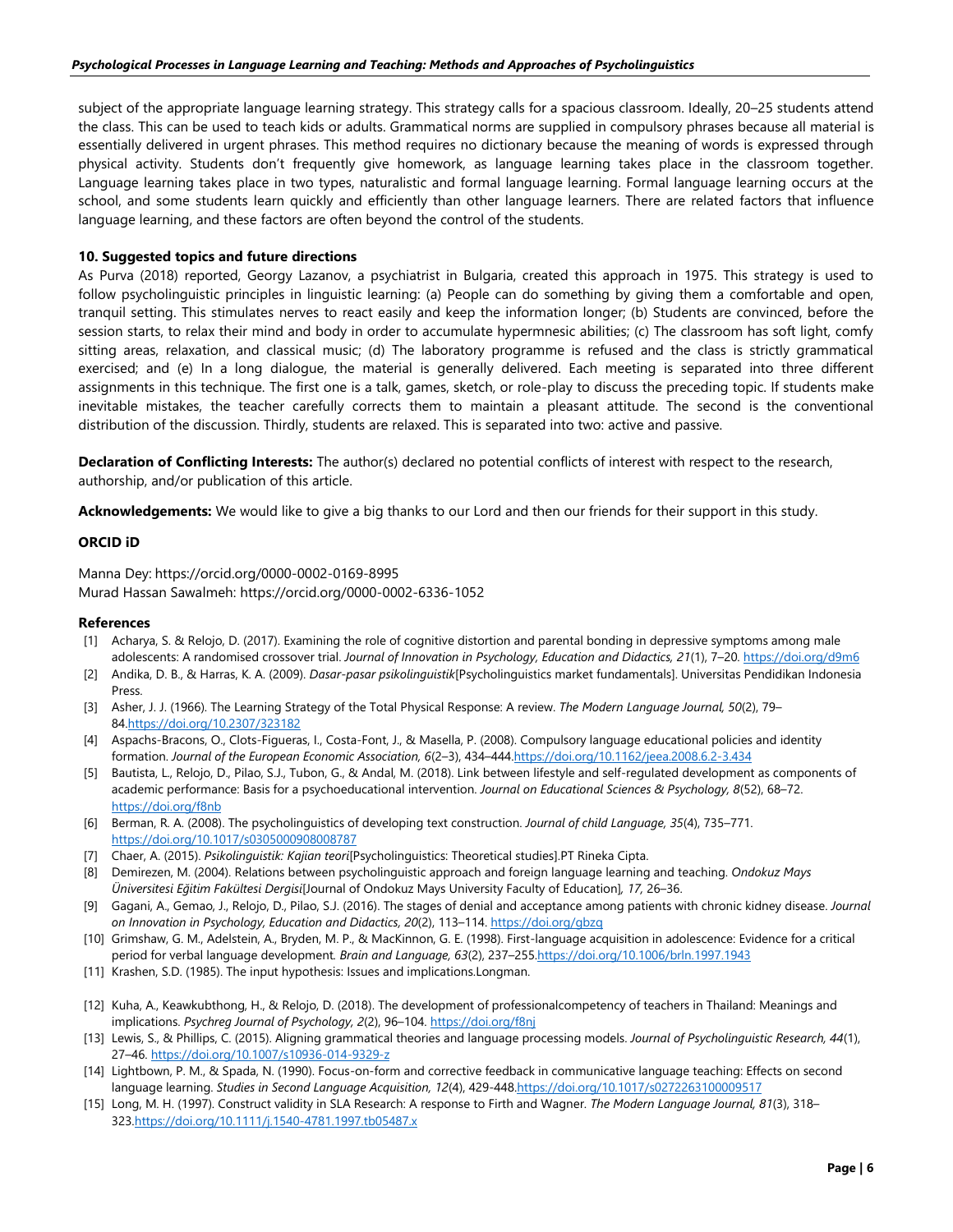subject of the appropriate language learning strategy. This strategy calls for a spacious classroom. Ideally, 20–25 students attend the class. This can be used to teach kids or adults. Grammatical norms are supplied in compulsory phrases because all material is essentially delivered in urgent phrases. This method requires no dictionary because the meaning of words is expressed through physical activity. Students don't frequently give homework, as language learning takes place in the classroom together. Language learning takes place in two types, naturalistic and formal language learning. Formal language learning occurs at the school, and some students learn quickly and efficiently than other language learners. There are related factors that influence language learning, and these factors are often beyond the control of the students.

### 10. Suggested topics and future directions

As Purva (2018) reported, Georgy Lazanov, a psychiatrist in Bulgaria, created this approach in 1975. This strategy is used to follow psycholinguistic principles in linguistic learning: (a) People can do something by giving them a comfortable and open, tranquil setting. This stimulates nerves to react easily and keep the information longer; (b) Students are convinced, before the session starts, to relax their mind and body in order to accumulate hypermnesic abilities; (c) The classroom has soft light, comfy sitting areas, relaxation, and classical music; (d) The laboratory programme is refused and the class is strictly grammatical exercised; and (e) In a long dialogue, the material is generally delivered. Each meeting is separated into three different assignments in this technique. The first one is a talk, games, sketch, or role-play to discuss the preceding topic. If students make inevitable mistakes, the teacher carefully corrects them to maintain a pleasant attitude. The second is the conventional distribution of the discussion. Thirdly, students are relaxed. This is separated into two: active and passive.

**Declaration of Conflicting Interests:** The author(s) declared no potential conflicts of interest with respect to the research, authorship, and/or publication of this article.

**Acknowledgements:** We would like to give a big thanks to our Lord and then our friends for their support in this study.

### ORCID iD

Manna Dey: https://orcid.org/0000-0002-0169-8995
Murad Hassan Sawalmeh: https://orcid.org/0000-0002-6336-1052

### References

[1] Acharya, S. & Relojo, D. (2017). Examining the role of cognitive distortion and parental bonding in depressive symptoms among male adolescents: A randomised crossover trial. *Journal of Innovation in Psychology, Education and Didactics, 21*(1), 7–20. https://doi.org/d9m6

[2] Andika, D. B., & Harras, K. A. (2009). *Dasar-pasar psikolinguistik*[Psycholinguistics market fundamentals]. Universitas Pendidikan Indonesia Press.

[3] Asher, J. J. (1966). The Learning Strategy of the Total Physical Response: A review. *The Modern Language Journal, 50*(2), 79–84.https://doi.org/10.2307/323182

[4] Aspachs-Bracons, O., Clots-Figueras, I., Costa-Font, J., & Masella, P. (2008). Compulsory language educational policies and identity formation. *Journal of the European Economic Association, 6*(2–3), 434–444.https://doi.org/10.1162/jeea.2008.6.2-3.434

[5] Bautista, L., Relojo, D., Pilao, S.J., Tubon, G., & Andal, M. (2018). Link between lifestyle and self-regulated development as components of academic performance: Basis for a psychoeducational intervention. *Journal on Educational Sciences & Psychology, 8*(52), 68–72. https://doi.org/f8nb

[6] Berman, R. A. (2008). The psycholinguistics of developing text construction. *Journal of child Language, 35*(4), 735–771. https://doi.org/10.1017/s0305000908008787

[7] Chaer, A. (2015). *Psikolinguistik: Kajian teori*[Psycholinguistics: Theoretical studies].PT Rineka Cipta.

[8] Demirezen, M. (2004). Relations between psycholinguistic approach and foreign language learning and teaching. *Ondokuz Mays Üniversitesi Eğitim Fakültesi Dergisi*[Journal of Ondokuz Mays University Faculty of Education]*, 17,* 26–36.

[9] Gagani, A., Gemao, J., Relojo, D., Pilao, S.J. (2016). The stages of denial and acceptance among patients with chronic kidney disease. *Journal on Innovation in Psychology, Education and Didactics, 20*(2), 113–114. https://doi.org/gbzq

[10] Grimshaw, G. M., Adelstein, A., Bryden, M. P., & MacKinnon, G. E. (1998). First-language acquisition in adolescence: Evidence for a critical period for verbal language development*. Brain and Language, 63*(2), 237–255.https://doi.org/10.1006/brln.1997.1943

[11] Krashen, S.D. (1985). The input hypothesis: Issues and implications.Longman.

[12] Kuha, A., Keawkubthong, H., & Relojo, D. (2018). The development of professionalcompetency of teachers in Thailand: Meanings and implications. *Psychreg Journal of Psychology, 2*(2), 96–104. https://doi.org/f8nj

[13] Lewis, S., & Phillips, C. (2015). Aligning grammatical theories and language processing models. *Journal of Psycholinguistic Research, 44*(1), 27–46. https://doi.org/10.1007/s10936-014-9329-z

[14] Lightbown, P. M., & Spada, N. (1990). Focus-on-form and corrective feedback in communicative language teaching: Effects on second language learning. *Studies in Second Language Acquisition, 12*(4), 429-448.https://doi.org/10.1017/s0272263100009517

[15] Long, M. H. (1997). Construct validity in SLA Research: A response to Firth and Wagner. *The Modern Language Journal, 81*(3), 318–323.https://doi.org/10.1111/j.1540-4781.1997.tb05487.x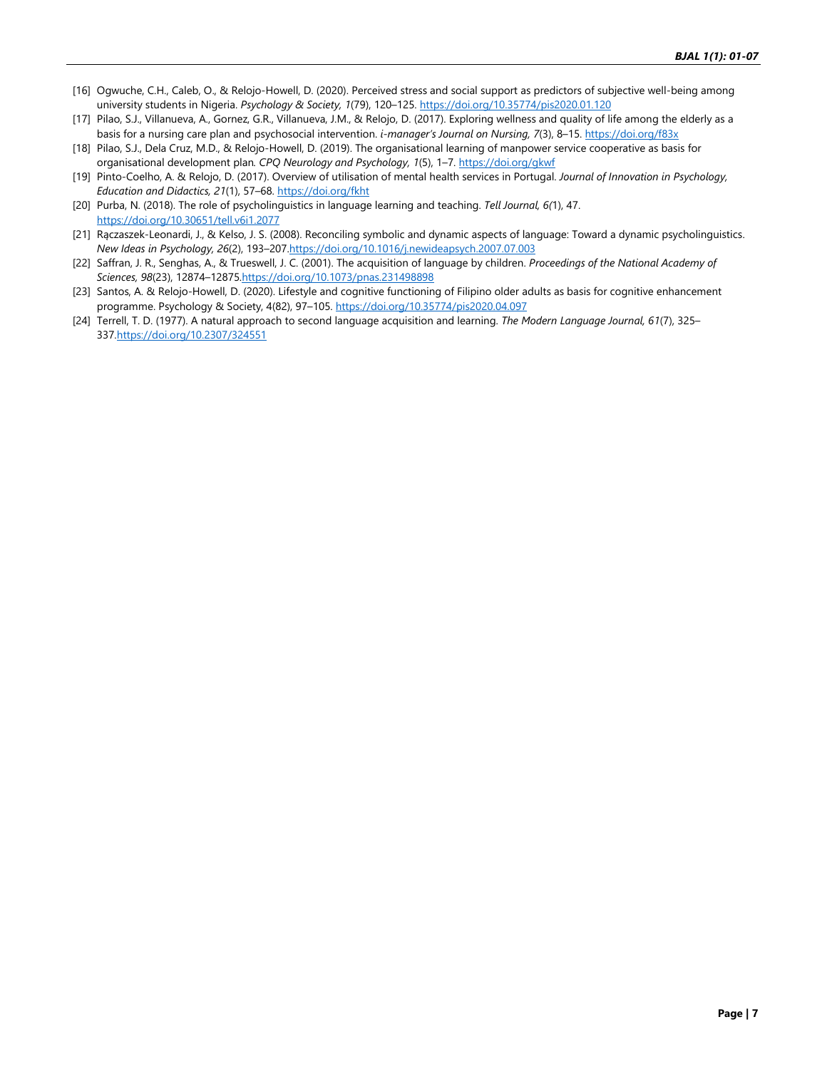[16] Ogwuche, C.H., Caleb, O., & Relojo-Howell, D. (2020). Perceived stress and social support as predictors of subjective well-being among university students in Nigeria. *Psychology & Society, 1*(79), 120–125. https://doi.org/10.35774/pis2020.01.120

[17] Pilao, S.J., Villanueva, A., Gornez, G.R., Villanueva, J.M., & Relojo, D. (2017). Exploring wellness and quality of life among the elderly as a basis for a nursing care plan and psychosocial intervention. *i-manager's Journal on Nursing, 7*(3), 8–15. https://doi.org/f83x

[18] Pilao, S.J., Dela Cruz, M.D., & Relojo-Howell, D. (2019). The organisational learning of manpower service cooperative as basis for organisational development plan*.* *CPQ Neurology and Psychology, 1*(5), 1–7. https://doi.org/gkwf

[19] Pinto-Coelho, A. & Relojo, D. (2017). Overview of utilisation of mental health services in Portugal. *Journal of Innovation in Psychology, Education and Didactics, 21*(1), 57–68. https://doi.org/fkht

[20] Purba, N. (2018). The role of psycholinguistics in language learning and teaching. *Tell Journal, 6(*1), 47. https://doi.org/10.30651/tell.v6i1.2077

[21] Rączaszek-Leonardi, J., & Kelso, J. S. (2008). Reconciling symbolic and dynamic aspects of language: Toward a dynamic psycholinguistics. *New Ideas in Psychology, 26*(2), 193–207.https://doi.org/10.1016/j.newideapsych.2007.07.003

[22] Saffran, J. R., Senghas, A., & Trueswell, J. C. (2001). The acquisition of language by children. *Proceedings of the National Academy of Sciences, 98*(23), 12874–12875.https://doi.org/10.1073/pnas.231498898

[23] Santos, A. & Relojo-Howell, D. (2020). Lifestyle and cognitive functioning of Filipino older adults as basis for cognitive enhancement programme. Psychology & Society, 4(82), 97–105. https://doi.org/10.35774/pis2020.04.097

[24] Terrell, T. D. (1977). A natural approach to second language acquisition and learning. *The Modern Language Journal, 61*(7), 325–337.https://doi.org/10.2307/324551